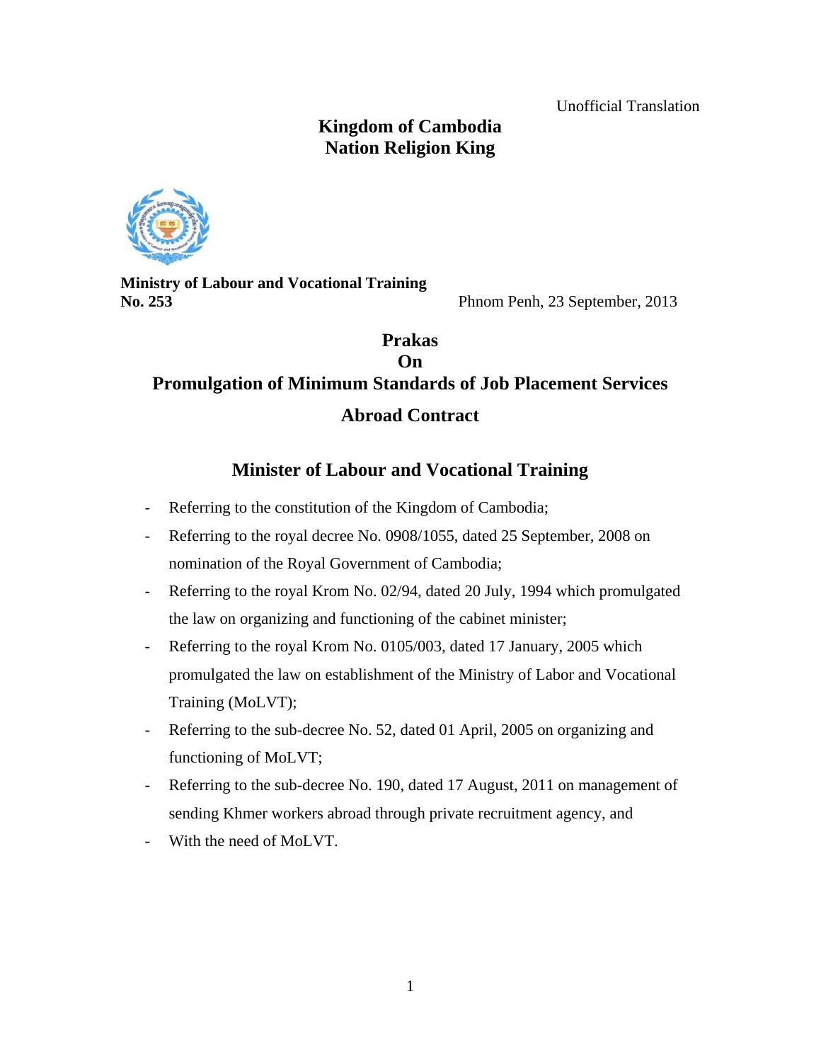Unofficial Translation

**Kingdom of Cambodia**
**Nation Religion King**

**Ministry of Labour and Vocational Training**
**No. 253**

Phnom Penh, 23 September, 2013

# Prakas
# On
# Promulgation of Minimum Standards of Job Placement Services Abroad Contract

## Minister of Labour and Vocational Training

- Referring to the constitution of the Kingdom of Cambodia;
- Referring to the royal decree No. 0908/1055, dated 25 September, 2008 on nomination of the Royal Government of Cambodia;
- Referring to the royal Krom No. 02/94, dated 20 July, 1994 which promulgated the law on organizing and functioning of the cabinet minister;
- Referring to the royal Krom No. 0105/003, dated 17 January, 2005 which promulgated the law on establishment of the Ministry of Labor and Vocational Training (MoLVT);
- Referring to the sub-decree No. 52, dated 01 April, 2005 on organizing and functioning of MoLVT;
- Referring to the sub-decree No. 190, dated 17 August, 2011 on management of sending Khmer workers abroad through private recruitment agency, and
- With the need of MoLVT.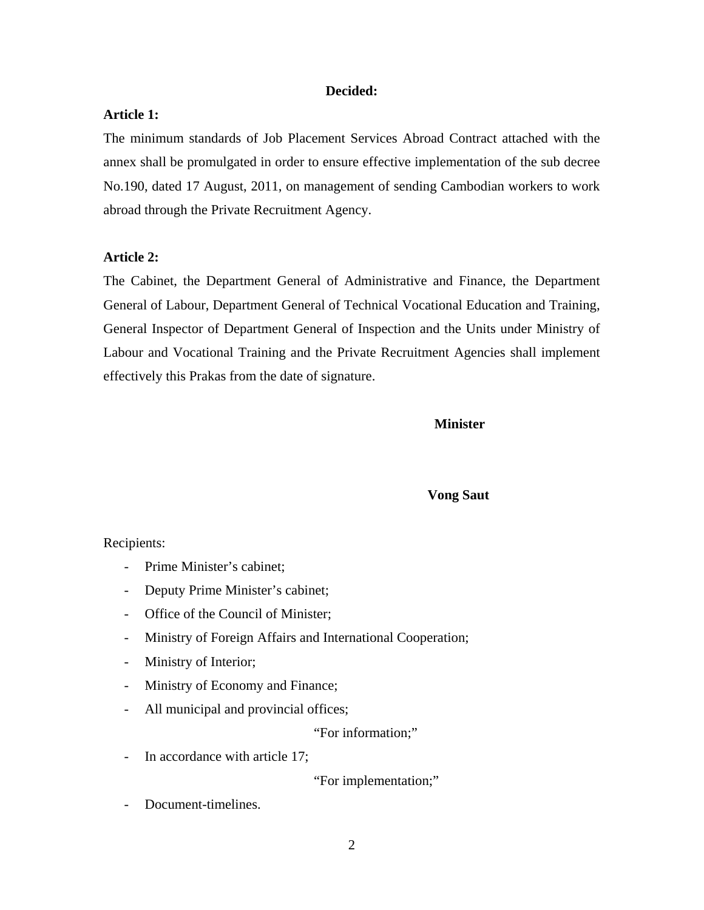**Decided:**

**Article 1:**

The minimum standards of Job Placement Services Abroad Contract attached with the annex shall be promulgated in order to ensure effective implementation of the sub decree No.190, dated 17 August, 2011, on management of sending Cambodian workers to work abroad through the Private Recruitment Agency.

**Article 2:**

The Cabinet, the Department General of Administrative and Finance, the Department General of Labour, Department General of Technical Vocational Education and Training, General Inspector of Department General of Inspection and the Units under Ministry of Labour and Vocational Training and the Private Recruitment Agencies shall implement effectively this Prakas from the date of signature.

**Minister**

**Vong Saut**

Recipients:

- Prime Minister's cabinet;
- Deputy Prime Minister's cabinet;
- Office of the Council of Minister;
- Ministry of Foreign Affairs and International Cooperation;
- Ministry of Interior;
- Ministry of Economy and Finance;
- All municipal and provincial offices;

"For information;"

- In accordance with article 17;

"For implementation;"

- Document-timelines.